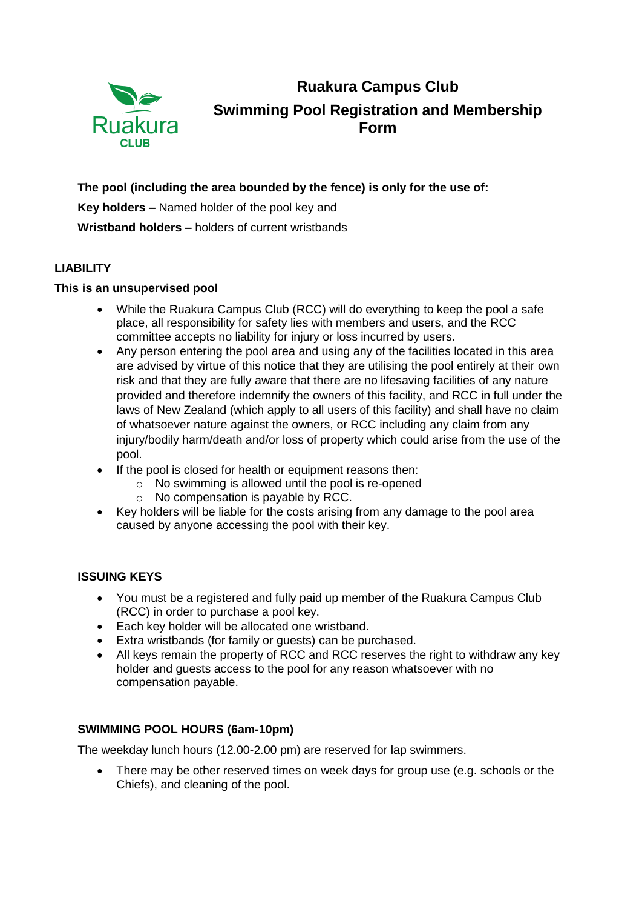Ruakura
CLUB

# Ruakura Campus Club
# Swimming Pool Registration and Membership Form

**The pool (including the area bounded by the fence) is only for the use of:**

**Key holders –** Named holder of the pool key and

**Wristband holders –** holders of current wristbands

## LIABILITY

**This is an unsupervised pool**

- While the Ruakura Campus Club (RCC) will do everything to keep the pool a safe place, all responsibility for safety lies with members and users, and the RCC committee accepts no liability for injury or loss incurred by users.
- Any person entering the pool area and using any of the facilities located in this area are advised by virtue of this notice that they are utilising the pool entirely at their own risk and that they are fully aware that there are no lifesaving facilities of any nature provided and therefore indemnify the owners of this facility, and RCC in full under the laws of New Zealand (which apply to all users of this facility) and shall have no claim of whatsoever nature against the owners, or RCC including any claim from any injury/bodily harm/death and/or loss of property which could arise from the use of the pool.
- If the pool is closed for health or equipment reasons then:
  - No swimming is allowed until the pool is re-opened
  - No compensation is payable by RCC.
- Key holders will be liable for the costs arising from any damage to the pool area caused by anyone accessing the pool with their key.

## ISSUING KEYS

- You must be a registered and fully paid up member of the Ruakura Campus Club (RCC) in order to purchase a pool key.
- Each key holder will be allocated one wristband.
- Extra wristbands (for family or guests) can be purchased.
- All keys remain the property of RCC and RCC reserves the right to withdraw any key holder and guests access to the pool for any reason whatsoever with no compensation payable.

## SWIMMING POOL HOURS (6am-10pm)

The weekday lunch hours (12.00-2.00 pm) are reserved for lap swimmers.

- There may be other reserved times on week days for group use (e.g. schools or the Chiefs), and cleaning of the pool.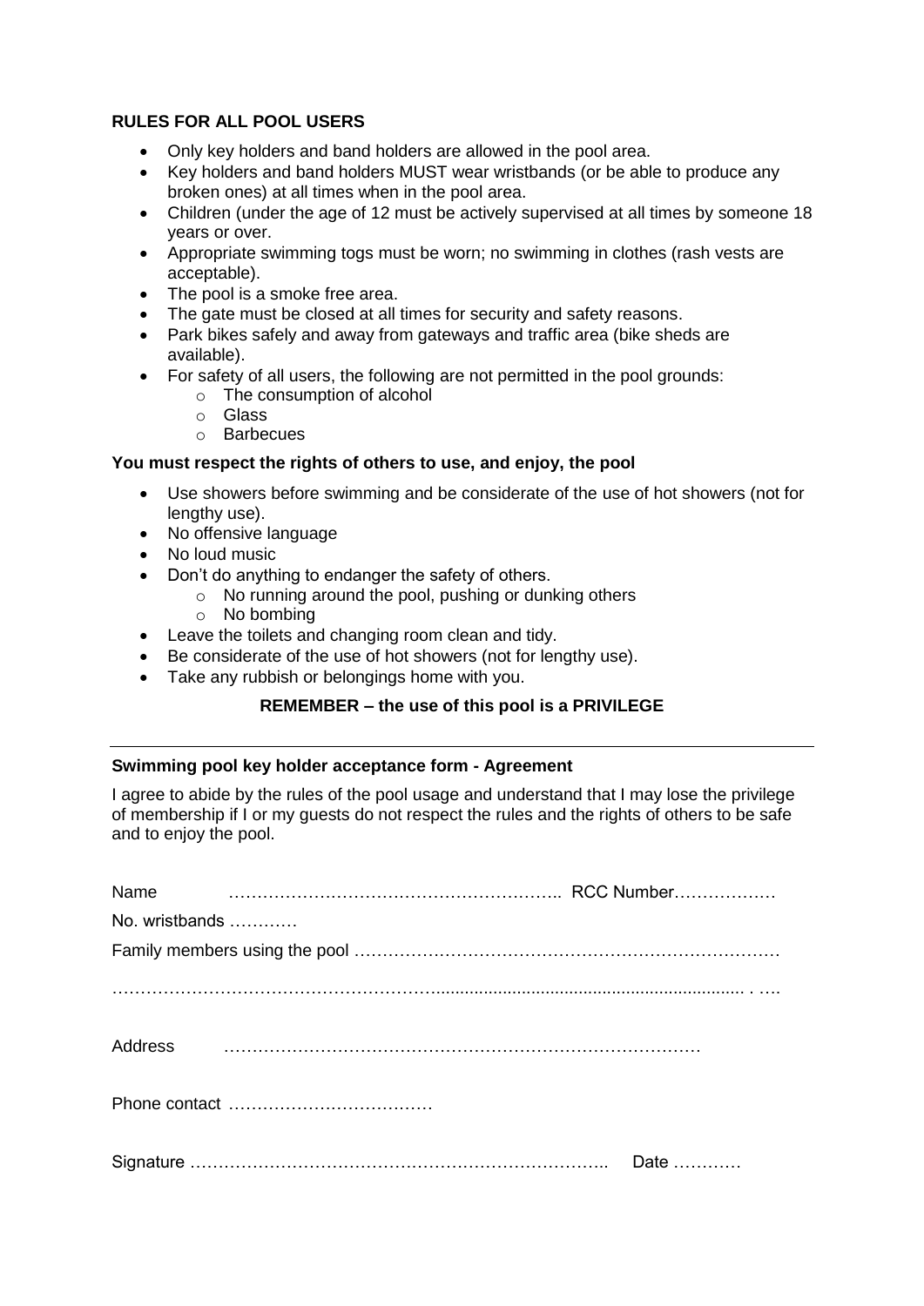**RULES FOR ALL POOL USERS**

- Only key holders and band holders are allowed in the pool area.
- Key holders and band holders MUST wear wristbands (or be able to produce any broken ones) at all times when in the pool area.
- Children (under the age of 12 must be actively supervised at all times by someone 18 years or over.
- Appropriate swimming togs must be worn; no swimming in clothes (rash vests are acceptable).
- The pool is a smoke free area.
- The gate must be closed at all times for security and safety reasons.
- Park bikes safely and away from gateways and traffic area (bike sheds are available).
- For safety of all users, the following are not permitted in the pool grounds:
  - The consumption of alcohol
  - Glass
  - Barbecues

**You must respect the rights of others to use, and enjoy, the pool**

- Use showers before swimming and be considerate of the use of hot showers (not for lengthy use).
- No offensive language
- No loud music
- Don't do anything to endanger the safety of others.
  - No running around the pool, pushing or dunking others
  - No bombing
- Leave the toilets and changing room clean and tidy.
- Be considerate of the use of hot showers (not for lengthy use).
- Take any rubbish or belongings home with you.

**REMEMBER – the use of this pool is a PRIVILEGE**

---

**Swimming pool key holder acceptance form - Agreement**

I agree to abide by the rules of the pool usage and understand that I may lose the privilege of membership if I or my guests do not respect the rules and the rights of others to be safe and to enjoy the pool.

Name ………………………………………………….. RCC Number………………

No. wristbands …………

Family members using the pool ………………………………………………………………

………………………………………………................................................................ . ….

Address …………………………………………………………………………

Phone contact ………………………………

Signature ……………………………………………………………….. Date …………